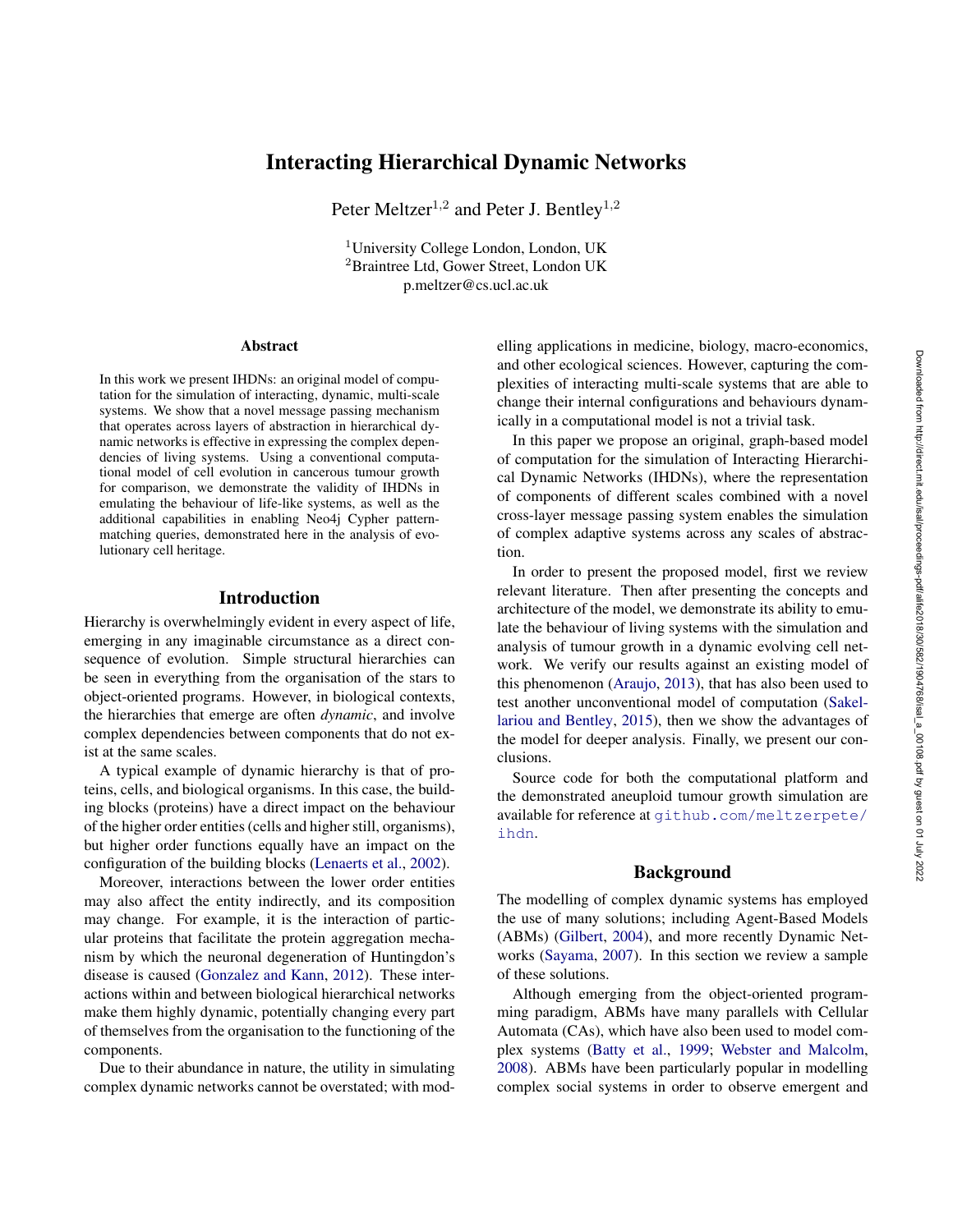# Interacting Hierarchical Dynamic Networks

Peter Meltzer[1,2] and Peter J. Bentley[1,2]

[1]University College London, London, UK
[2]Braintree Ltd, Gower Street, London UK
p.meltzer@cs.ucl.ac.uk

### Abstract

In this work we present IHDNs: an original model of computation for the simulation of interacting, dynamic, multi-scale systems. We show that a novel message passing mechanism that operates across layers of abstraction in hierarchical dynamic networks is effective in expressing the complex dependencies of living systems. Using a conventional computational model of cell evolution in cancerous tumour growth for comparison, we demonstrate the validity of IHDNs in emulating the behaviour of life-like systems, as well as the additional capabilities in enabling Neo4j Cypher pattern-matching queries, demonstrated here in the analysis of evolutionary cell heritage.

## Introduction

Hierarchy is overwhelmingly evident in every aspect of life, emerging in any imaginable circumstance as a direct consequence of evolution. Simple structural hierarchies can be seen in everything from the organisation of the stars to object-oriented programs. However, in biological contexts, the hierarchies that emerge are often *dynamic*, and involve complex dependencies between components that do not exist at the same scales.

A typical example of dynamic hierarchy is that of proteins, cells, and biological organisms. In this case, the building blocks (proteins) have a direct impact on the behaviour of the higher order entities (cells and higher still, organisms), but higher order functions equally have an impact on the configuration of the building blocks (Lenaerts et al., 2002).

Moreover, interactions between the lower order entities may also affect the entity indirectly, and its composition may change. For example, it is the interaction of particular proteins that facilitate the protein aggregation mechanism by which the neuronal degeneration of Huntingdon's disease is caused (Gonzalez and Kann, 2012). These interactions within and between biological hierarchical networks make them highly dynamic, potentially changing every part of themselves from the organisation to the functioning of the components.

Due to their abundance in nature, the utility in simulating complex dynamic networks cannot be overstated; with modelling applications in medicine, biology, macro-economics, and other ecological sciences. However, capturing the complexities of interacting multi-scale systems that are able to change their internal configurations and behaviours dynamically in a computational model is not a trivial task.

In this paper we propose an original, graph-based model of computation for the simulation of Interacting Hierarchical Dynamic Networks (IHDNs), where the representation of components of different scales combined with a novel cross-layer message passing system enables the simulation of complex adaptive systems across any scales of abstraction.

In order to present the proposed model, first we review relevant literature. Then after presenting the concepts and architecture of the model, we demonstrate its ability to emulate the behaviour of living systems with the simulation and analysis of tumour growth in a dynamic evolving cell network. We verify our results against an existing model of this phenomenon (Araujo, 2013), that has also been used to test another unconventional model of computation (Sakellariou and Bentley, 2015), then we show the advantages of the model for deeper analysis. Finally, we present our conclusions.

Source code for both the computational platform and the demonstrated aneuploid tumour growth simulation are available for reference at `github.com/meltzerpete/ihdn`.

## Background

The modelling of complex dynamic systems has employed the use of many solutions; including Agent-Based Models (ABMs) (Gilbert, 2004), and more recently Dynamic Networks (Sayama, 2007). In this section we review a sample of these solutions.

Although emerging from the object-oriented programming paradigm, ABMs have many parallels with Cellular Automata (CAs), which have also been used to model complex systems (Batty et al., 1999; Webster and Malcolm, 2008). ABMs have been particularly popular in modelling complex social systems in order to observe emergent and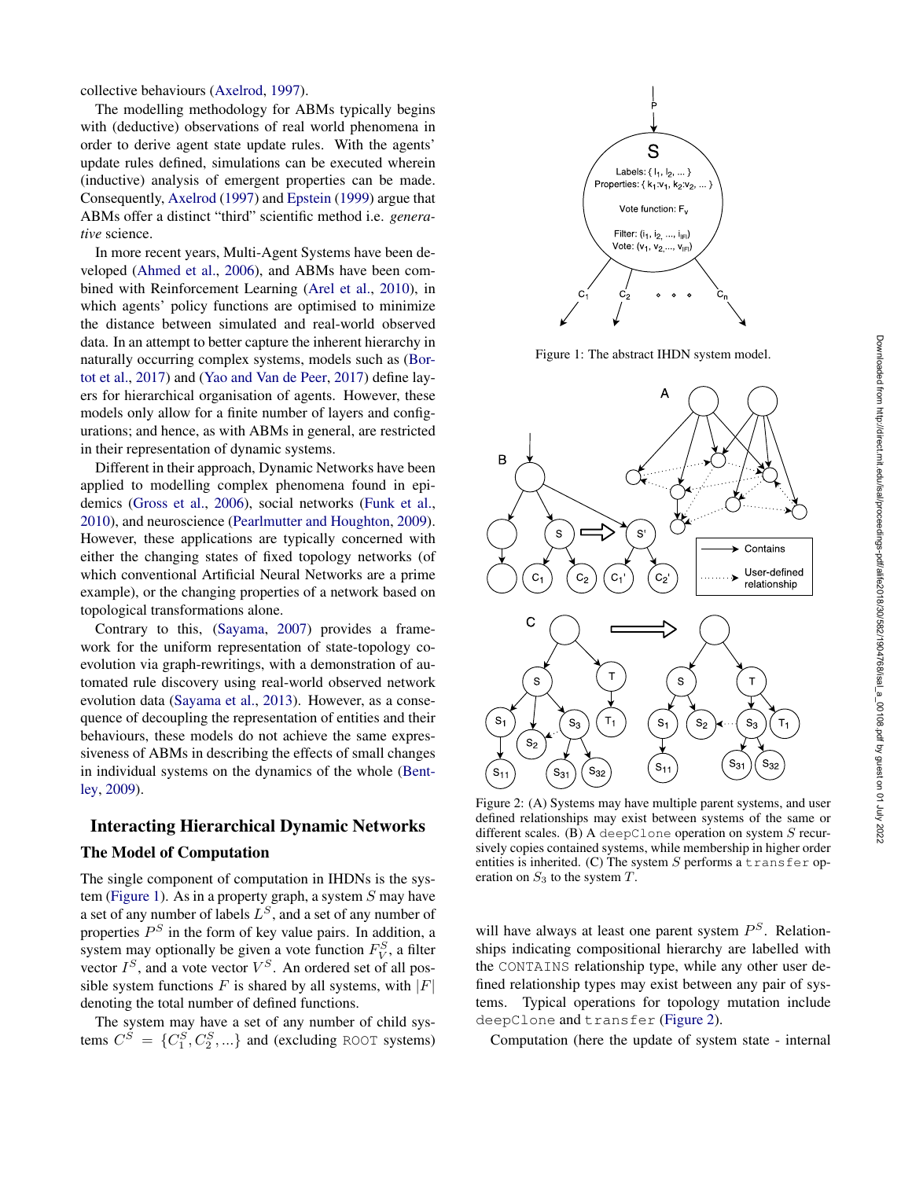collective behaviours (Axelrod, 1997).

The modelling methodology for ABMs typically begins with (deductive) observations of real world phenomena in order to derive agent state update rules. With the agents' update rules defined, simulations can be executed wherein (inductive) analysis of emergent properties can be made. Consequently, Axelrod (1997) and Epstein (1999) argue that ABMs offer a distinct "third" scientific method i.e. *generative* science.

In more recent years, Multi-Agent Systems have been developed (Ahmed et al., 2006), and ABMs have been combined with Reinforcement Learning (Arel et al., 2010), in which agents' policy functions are optimised to minimize the distance between simulated and real-world observed data. In an attempt to better capture the inherent hierarchy in naturally occurring complex systems, models such as (Bortot et al., 2017) and (Yao and Van de Peer, 2017) define layers for hierarchical organisation of agents. However, these models only allow for a finite number of layers and configurations; and hence, as with ABMs in general, are restricted in their representation of dynamic systems.

Different in their approach, Dynamic Networks have been applied to modelling complex phenomena found in epidemics (Gross et al., 2006), social networks (Funk et al., 2010), and neuroscience (Pearlmutter and Houghton, 2009). However, these applications are typically concerned with either the changing states of fixed topology networks (of which conventional Artificial Neural Networks are a prime example), or the changing properties of a network based on topological transformations alone.

Contrary to this, (Sayama, 2007) provides a framework for the uniform representation of state-topology coevolution via graph-rewritings, with a demonstration of automated rule discovery using real-world observed network evolution data (Sayama et al., 2013). However, as a consequence of decoupling the representation of entities and their behaviours, these models do not achieve the same expressiveness of ABMs in describing the effects of small changes in individual systems on the dynamics of the whole (Bentley, 2009).

## Interacting Hierarchical Dynamic Networks

### The Model of Computation

The single component of computation in IHDNs is the system (Figure 1). As in a property graph, a system $S$ may have a set of any number of labels $L^S$, and a set of any number of properties $P^S$ in the form of key value pairs. In addition, a system may optionally be given a vote function $F_V^S$, a filter vector $I^S$, and a vote vector $V^S$. An ordered set of all possible system functions $F$ is shared by all systems, with $|F|$ denoting the total number of defined functions.

The system may have a set of any number of child systems $C^S = \{C_1^S, C_2^S, ...\}$ and (excluding ROOT systems) will have always at least one parent system $P^S$. Relationships indicating compositional hierarchy are labelled with the CONTAINS relationship type, while any other user defined relationship types may exist between any pair of systems. Typical operations for topology mutation include deepClone and transfer (Figure 2).

Figure 1: The abstract IHDN system model.

Figure 2: (A) Systems may have multiple parent systems, and user defined relationships may exist between systems of the same or different scales. (B) A deepClone operation on system $S$ recursively copies contained systems, while membership in higher order entities is inherited. (C) The system $S$ performs a transfer operation on $S_3$ to the system $T$.

Computation (here the update of system state - internal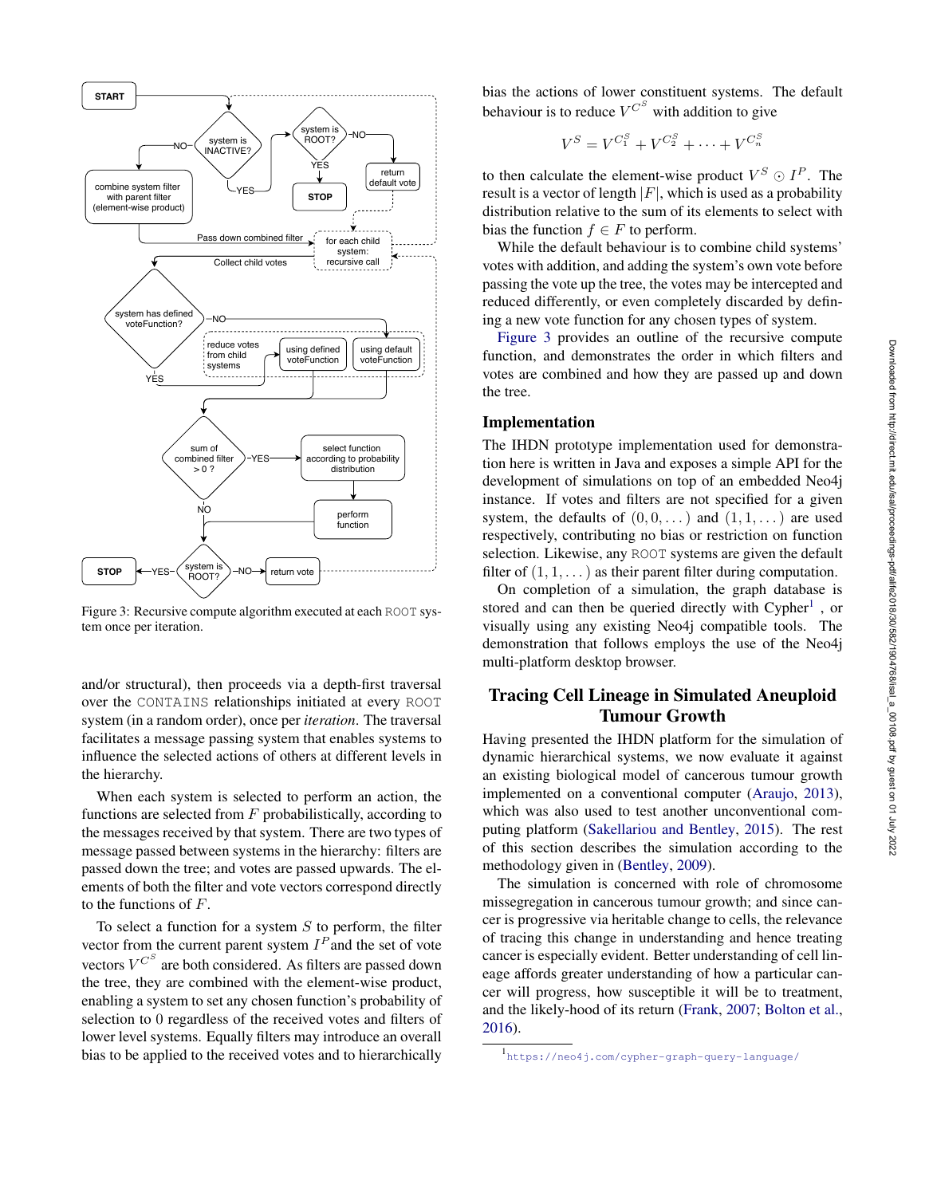Figure 3: Recursive compute algorithm executed at each ROOT system once per iteration.

and/or structural), then proceeds via a depth-first traversal over the CONTAINS relationships initiated at every ROOT system (in a random order), once per *iteration*. The traversal facilitates a message passing system that enables systems to influence the selected actions of others at different levels in the hierarchy.

When each system is selected to perform an action, the functions are selected from $F$ probabilistically, according to the messages received by that system. There are two types of message passed between systems in the hierarchy: filters are passed down the tree; and votes are passed upwards. The elements of both the filter and vote vectors correspond directly to the functions of $F$.

To select a function for a system $S$ to perform, the filter vector from the current parent system $I^P$ and the set of vote vectors $V^{C^S}$ are both considered. As filters are passed down the tree, they are combined with the element-wise product, enabling a system to set any chosen function's probability of selection to 0 regardless of the received votes and filters of lower level systems. Equally filters may introduce an overall bias to be applied to the received votes and to hierarchically bias the actions of lower constituent systems. The default behaviour is to reduce $V^{C^S}$ with addition to give

$$V^S = V^{C_1^S} + V^{C_2^S} + \cdots + V^{C_n^S}$$

to then calculate the element-wise product $V^S \odot I^P$. The result is a vector of length $|F|$, which is used as a probability distribution relative to the sum of its elements to select with bias the function $f \in F$ to perform.

While the default behaviour is to combine child systems' votes with addition, and adding the system's own vote before passing the vote up the tree, the votes may be intercepted and reduced differently, or even completely discarded by defining a new vote function for any chosen types of system.

Figure 3 provides an outline of the recursive compute function, and demonstrates the order in which filters and votes are combined and how they are passed up and down the tree.

## Implementation

The IHDN prototype implementation used for demonstration here is written in Java and exposes a simple API for the development of simulations on top of an embedded Neo4j instance. If votes and filters are not specified for a given system, the defaults of $(0, 0, \dots)$ and $(1, 1, \dots)$ are used respectively, contributing no bias or restriction on function selection. Likewise, any ROOT systems are given the default filter of $(1, 1, \dots)$ as their parent filter during computation.

On completion of a simulation, the graph database is stored and can then be queried directly with Cypher[1], or visually using any existing Neo4j compatible tools. The demonstration that follows employs the use of the Neo4j multi-platform desktop browser.

## Tracing Cell Lineage in Simulated Aneuploid Tumour Growth

Having presented the IHDN platform for the simulation of dynamic hierarchical systems, we now evaluate it against an existing biological model of cancerous tumour growth implemented on a conventional computer (Araujo, 2013), which was also used to test another unconventional computing platform (Sakellariou and Bentley, 2015). The rest of this section describes the simulation according to the methodology given in (Bentley, 2009).

The simulation is concerned with role of chromosome missegregation in cancerous tumour growth; and since cancer is progressive via heritable change to cells, the relevance of tracing this change in understanding and hence treating cancer is especially evident. Better understanding of cell lineage affords greater understanding of how a particular cancer will progress, how susceptible it will be to treatment, and the likely-hood of its return (Frank, 2007; Bolton et al., 2016).

[1] https://neo4j.com/cypher-graph-query-language/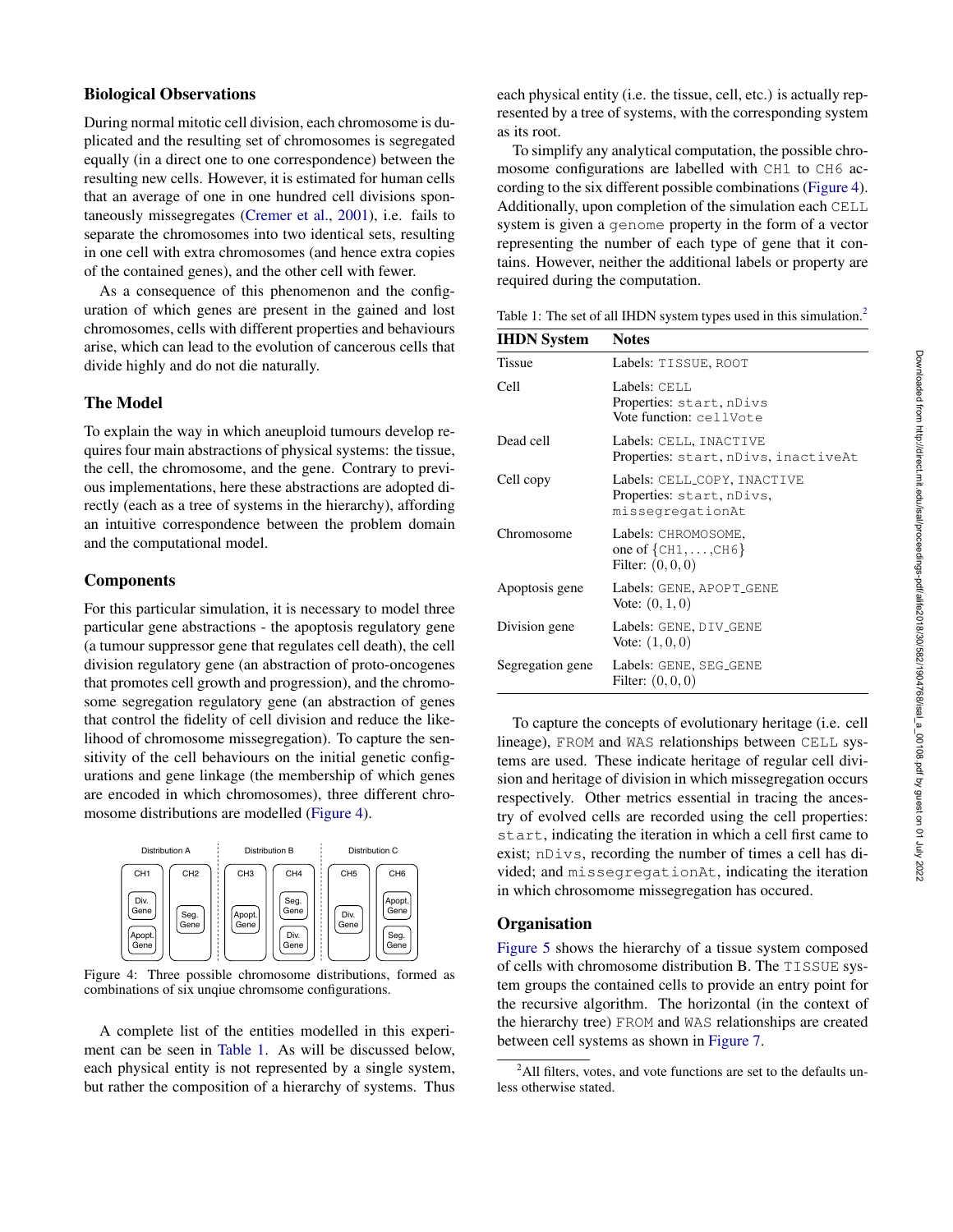### Biological Observations

During normal mitotic cell division, each chromosome is duplicated and the resulting set of chromosomes is segregated equally (in a direct one to one correspondence) between the resulting new cells. However, it is estimated for human cells that an average of one in one hundred cell divisions spontaneously missegregates (Cremer et al., 2001), i.e. fails to separate the chromosomes into two identical sets, resulting in one cell with extra chromosomes (and hence extra copies of the contained genes), and the other cell with fewer.

As a consequence of this phenomenon and the configuration of which genes are present in the gained and lost chromosomes, cells with different properties and behaviours arise, which can lead to the evolution of cancerous cells that divide highly and do not die naturally.

### The Model

To explain the way in which aneuploid tumours develop requires four main abstractions of physical systems: the tissue, the cell, the chromosome, and the gene. Contrary to previous implementations, here these abstractions are adopted directly (each as a tree of systems in the hierarchy), affording an intuitive correspondence between the problem domain and the computational model.

### Components

For this particular simulation, it is necessary to model three particular gene abstractions - the apoptosis regulatory gene (a tumour suppressor gene that regulates cell death), the cell division regulatory gene (an abstraction of proto-oncogenes that promotes cell growth and progression), and the chromosome segregation regulatory gene (an abstraction of genes that control the fidelity of cell division and reduce the likelihood of chromosome missegregation). To capture the sensitivity of the cell behaviours on the initial genetic configurations and gene linkage (the membership of which genes are encoded in which chromosomes), three different chromosome distributions are modelled (Figure 4).

| Distribution A | | Distribution B | | Distribution C | |
|---|---|---|---|---|---|
| CH1 | CH2 | CH3 | CH4 | CH5 | CH6 |
| Div. Gene, Apopt. Gene | Seg. Gene | Apopt. Gene | Seg. Gene, Div. Gene | Div. Gene | Apopt. Gene, Seg. Gene |

Figure 4: Three possible chromosome distributions, formed as combinations of six unqiue chromsome configurations.

A complete list of the entities modelled in this experiment can be seen in Table 1. As will be discussed below, each physical entity is not represented by a single system, but rather the composition of a hierarchy of systems. Thus each physical entity (i.e. the tissue, cell, etc.) is actually represented by a tree of systems, with the corresponding system as its root.

To simplify any analytical computation, the possible chromosome configurations are labelled with CH1 to CH6 according to the six different possible combinations (Figure 4). Additionally, upon completion of the simulation each CELL system is given a genome property in the form of a vector representing the number of each type of gene that it contains. However, neither the additional labels or property are required during the computation.

Table 1: The set of all IHDN system types used in this simulation.[2]

| IHDN System | Notes |
|---|---|
| Tissue | Labels: TISSUE, ROOT |
| Cell | Labels: CELL<br>Properties: start, nDivs<br>Vote function: cellVote |
| Dead cell | Labels: CELL, INACTIVE<br>Properties: start, nDivs, inactiveAt |
| Cell copy | Labels: CELL_COPY, INACTIVE<br>Properties: start, nDivs, missegregationAt |
| Chromosome | Labels: CHROMOSOME, one of {CH1, ..., CH6}<br>Filter: $(0, 0, 0)$ |
| Apoptosis gene | Labels: GENE, APOPT_GENE<br>Vote: $(0, 1, 0)$ |
| Division gene | Labels: GENE, DIV_GENE<br>Vote: $(1, 0, 0)$ |
| Segregation gene | Labels: GENE, SEG_GENE<br>Filter: $(0, 0, 0)$ |

To capture the concepts of evolutionary heritage (i.e. cell lineage), FROM and WAS relationships between CELL systems are used. These indicate heritage of regular cell division and heritage of division in which missegregation occurs respectively. Other metrics essential in tracing the ancestry of evolved cells are recorded using the cell properties: start, indicating the iteration in which a cell first came to exist; nDivs, recording the number of times a cell has divided; and missegregationAt, indicating the iteration in which chrosomome missegregation has occured.

### Organisation

Figure 5 shows the hierarchy of a tissue system composed of cells with chromosome distribution B. The TISSUE system groups the contained cells to provide an entry point for the recursive algorithm. The horizontal (in the context of the hierarchy tree) FROM and WAS relationships are created between cell systems as shown in Figure 7.

[2] All filters, votes, and vote functions are set to the defaults unless otherwise stated.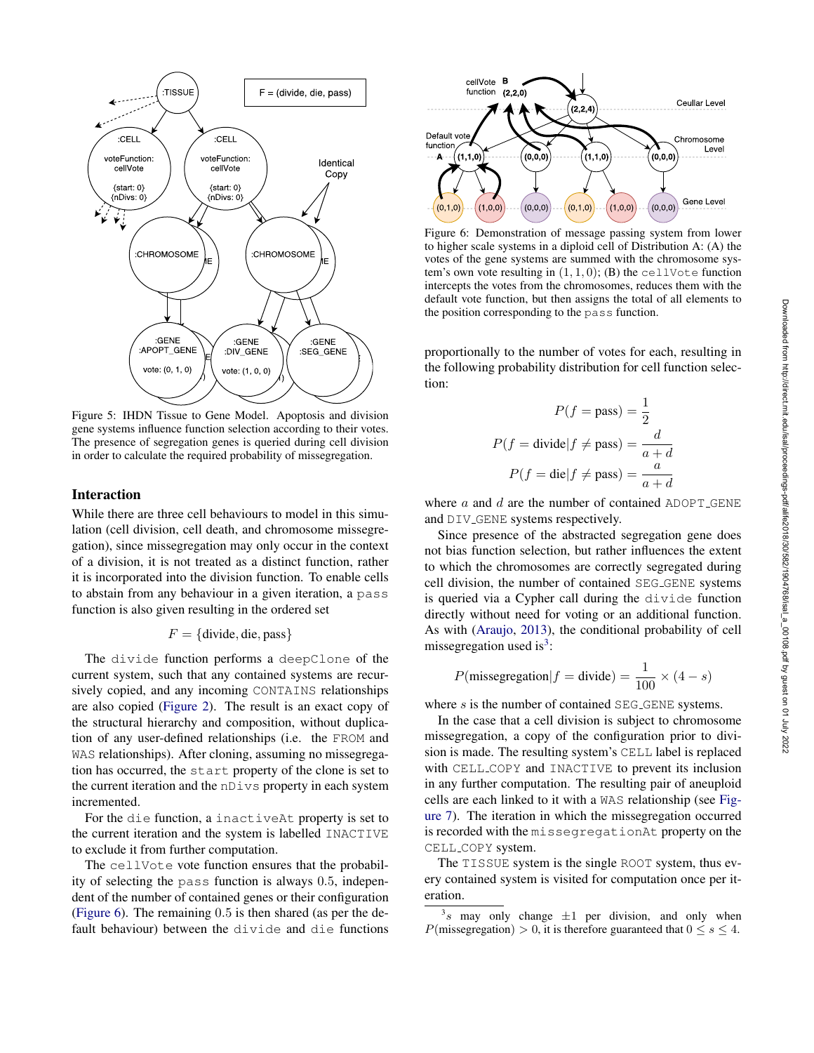Figure 5: IHDN Tissue to Gene Model. Apoptosis and division gene systems influence function selection according to their votes. The presence of segregation genes is queried during cell division in order to calculate the required probability of missegregation.

## Interaction

While there are three cell behaviours to model in this simulation (cell division, cell death, and chromosome missegregation), since missegregation may only occur in the context of a division, it is not treated as a distinct function, rather it is incorporated into the division function. To enable cells to abstain from any behaviour in a given iteration, a `pass` function is also given resulting in the ordered set

$$F = \{\text{divide}, \text{die}, \text{pass}\}$$

The `divide` function performs a `deepClone` of the current system, such that any contained systems are recursively copied, and any incoming `CONTAINS` relationships are also copied (Figure 2). The result is an exact copy of the structural hierarchy and composition, without duplication of any user-defined relationships (i.e. the `FROM` and `WAS` relationships). After cloning, assuming no missegregation has occurred, the `start` property of the clone is set to the current iteration and the `nDivs` property in each system incremented.

For the `die` function, a `inactiveAt` property is set to the current iteration and the system is labelled `INACTIVE` to exclude it from further computation.

The `cellVote` vote function ensures that the probability of selecting the `pass` function is always 0.5, independent of the number of contained genes or their configuration (Figure 6). The remaining 0.5 is then shared (as per the default behaviour) between the `divide` and `die` functions proportionally to the number of votes for each, resulting in the following probability distribution for cell function selection:

$$P(f = \text{pass}) = \frac{1}{2}$$

$$P(f = \text{divide} | f \neq \text{pass}) = \frac{d}{a+d}$$

$$P(f = \text{die} | f \neq \text{pass}) = \frac{a}{a+d}$$

where $a$ and $d$ are the number of contained `ADOPT_GENE` and `DIV_GENE` systems respectively.

Since presence of the abstracted segregation gene does not bias function selection, but rather influences the extent to which the chromosomes are correctly segregated during cell division, the number of contained `SEG_GENE` systems is queried via a Cypher call during the `divide` function directly without need for voting or an additional function. As with (Araujo, 2013), the conditional probability of cell missegregation used is[3]:

$$P(\text{missegregation} | f = \text{divide}) = \frac{1}{100} \times (4 - s)$$

where $s$ is the number of contained `SEG_GENE` systems.

In the case that a cell division is subject to chromosome missegregation, a copy of the configuration prior to division is made. The resulting system's `CELL` label is replaced with `CELL_COPY` and `INACTIVE` to prevent its inclusion in any further computation. The resulting pair of aneuploid cells are each linked to it with a `WAS` relationship (see Figure 7). The iteration in which the missegregation occurred is recorded with the `missegregationAt` property on the `CELL_COPY` system.

The `TISSUE` system is the single `ROOT` system, thus every contained system is visited for computation once per iteration.

[3] $s$ may only change $\pm 1$ per division, and only when $P(\text{missegregation}) > 0$, it is therefore guaranteed that $0 \leq s \leq 4$.

Figure 6: Demonstration of message passing system from lower to higher scale systems in a diploid cell of Distribution A: (A) the votes of the gene systems are summed with the chromosome system's own vote resulting in $(1, 1, 0)$; (B) the `cellVote` function intercepts the votes from the chromosomes, reduces them with the default vote function, but then assigns the total of all elements to the position corresponding to the `pass` function.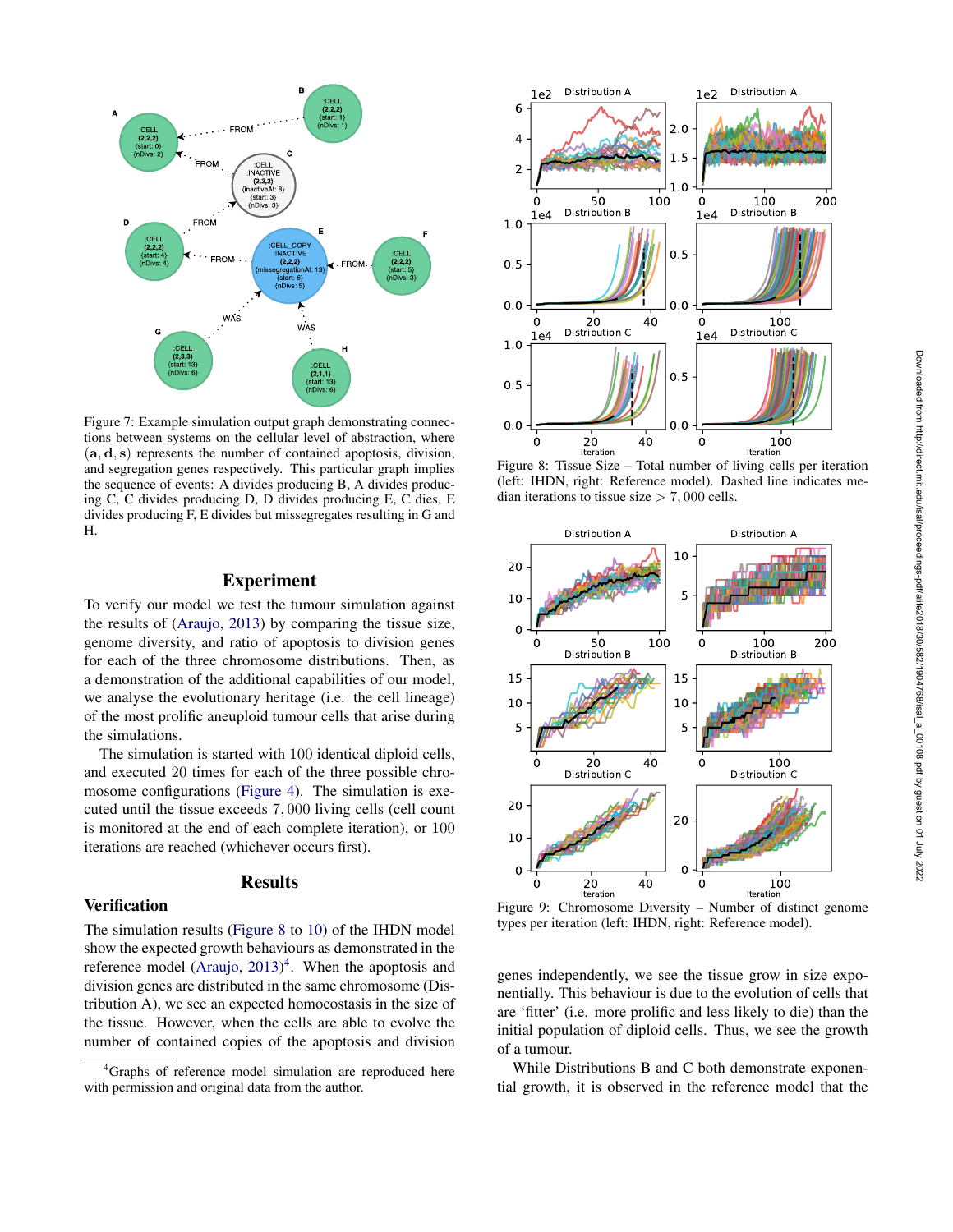Figure 7: Example simulation output graph demonstrating connections between systems on the cellular level of abstraction, where $(\mathbf{a}, \mathbf{d}, \mathbf{s})$ represents the number of contained apoptosis, division, and segregation genes respectively. This particular graph implies the sequence of events: A divides producing B, A divides producing C, C divides producing D, D divides producing E, C dies, E divides producing F, E divides but missegregates resulting in G and H.

## Experiment

To verify our model we test the tumour simulation against the results of (Araujo, 2013) by comparing the tissue size, genome diversity, and ratio of apoptosis to division genes for each of the three chromosome distributions. Then, as a demonstration of the additional capabilities of our model, we analyse the evolutionary heritage (i.e. the cell lineage) of the most prolific aneuploid tumour cells that arise during the simulations.

The simulation is started with 100 identical diploid cells, and executed 20 times for each of the three possible chromosome configurations (Figure 4). The simulation is executed until the tissue exceeds 7,000 living cells (cell count is monitored at the end of each complete iteration), or 100 iterations are reached (whichever occurs first).

## Results

### Verification

The simulation results (Figure 8 to 10) of the IHDN model show the expected growth behaviours as demonstrated in the reference model (Araujo, 2013)[4]. When the apoptosis and division genes are distributed in the same chromosome (Distribution A), we see an expected homoeostasis in the size of the tissue. However, when the cells are able to evolve the number of contained copies of the apoptosis and division genes independently, we see the tissue grow in size exponentially. This behaviour is due to the evolution of cells that are 'fitter' (i.e. more prolific and less likely to die) than the initial population of diploid cells. Thus, we see the growth of a tumour.

While Distributions B and C both demonstrate exponential growth, it is observed in the reference model that the

[4] Graphs of reference model simulation are reproduced here with permission and original data from the author.

Figure 8: Tissue Size – Total number of living cells per iteration (left: IHDN, right: Reference model). Dashed line indicates median iterations to tissue size > 7,000 cells.

Figure 9: Chromosome Diversity – Number of distinct genome types per iteration (left: IHDN, right: Reference model).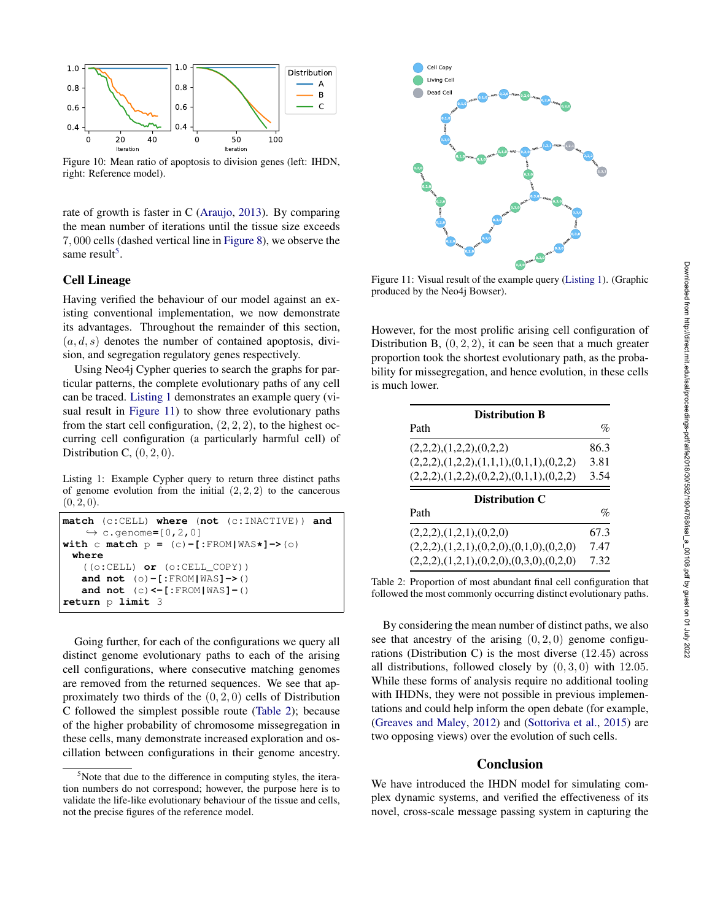Figure 10: Mean ratio of apoptosis to division genes (left: IHDN, right: Reference model).

rate of growth is faster in C (Araujo, 2013). By comparing the mean number of iterations until the tissue size exceeds 7,000 cells (dashed vertical line in Figure 8), we observe the same result[5].

## Cell Lineage

Having verified the behaviour of our model against an existing conventional implementation, we now demonstrate its advantages. Throughout the remainder of this section, $(a, d, s)$ denotes the number of contained apoptosis, division, and segregation regulatory genes respectively.

Using Neo4j Cypher queries to search the graphs for particular patterns, the complete evolutionary paths of any cell can be traced. Listing 1 demonstrates an example query (visual result in Figure 11) to show three evolutionary paths from the start cell configuration, $(2, 2, 2)$, to the highest occurring cell configuration (a particularly harmful cell) of Distribution C, $(0, 2, 0)$.

Listing 1: Example Cypher query to return three distinct paths of genome evolution from the initial $(2, 2, 2)$ to the cancerous $(0, 2, 0)$.

```
match (c:CELL) where (not (c:INACTIVE)) and
    ↪ c.genome=[0,2,0]
with c match p = (c)-[:FROM|WAS*]->(o)
  where
    ((o:CELL) or (o:CELL_COPY))
    and not (o)-[:FROM|WAS]->()
    and not (c)<-[:FROM|WAS]-()
return p limit 3
```

Going further, for each of the configurations we query all distinct genome evolutionary paths to each of the arising cell configurations, where consecutive matching genomes are removed from the returned sequences. We see that approximately two thirds of the $(0, 2, 0)$ cells of Distribution C followed the simplest possible route (Table 2); because of the higher probability of chromosome missegregation in these cells, many demonstrate increased exploration and oscillation between configurations in their genome ancestry.

[5]Note that due to the difference in computing styles, the iteration numbers do not correspond; however, the purpose here is to validate the life-like evolutionary behaviour of the tissue and cells, not the precise figures of the reference model.

Figure 11: Visual result of the example query (Listing 1). (Graphic produced by the Neo4j Bowser).

However, for the most prolific arising cell configuration of Distribution B, $(0, 2, 2)$, it can be seen that a much greater proportion took the shortest evolutionary path, as the probability for missegregation, and hence evolution, in these cells is much lower.

| **Distribution B** | |
|---|---|
| Path | % |
| (2,2,2),(1,2,2),(0,2,2) | 86.3 |
| (2,2,2),(1,2,2),(1,1,1),(0,1,1),(0,2,2) | 3.81 |
| (2,2,2),(1,2,2),(0,2,2),(0,1,1),(0,2,2) | 3.54 |
| **Distribution C** | |
| Path | % |
| (2,2,2),(1,2,1),(0,2,0) | 67.3 |
| (2,2,2),(1,2,1),(0,2,0),(0,1,0),(0,2,0) | 7.47 |
| (2,2,2),(1,2,1),(0,2,0),(0,3,0),(0,2,0) | 7.32 |

Table 2: Proportion of most abundant final cell configuration that followed the most commonly occurring distinct evolutionary paths.

By considering the mean number of distinct paths, we also see that ancestry of the arising $(0, 2, 0)$ genome configurations (Distribution C) is the most diverse (12.45) across all distributions, followed closely by $(0, 3, 0)$ with 12.05. While these forms of analysis require no additional tooling with IHDNs, they were not possible in previous implementations and could help inform the open debate (for example, (Greaves and Maley, 2012) and (Sottoriva et al., 2015) are two opposing views) over the evolution of such cells.

## Conclusion

We have introduced the IHDN model for simulating complex dynamic systems, and verified the effectiveness of its novel, cross-scale message passing system in capturing the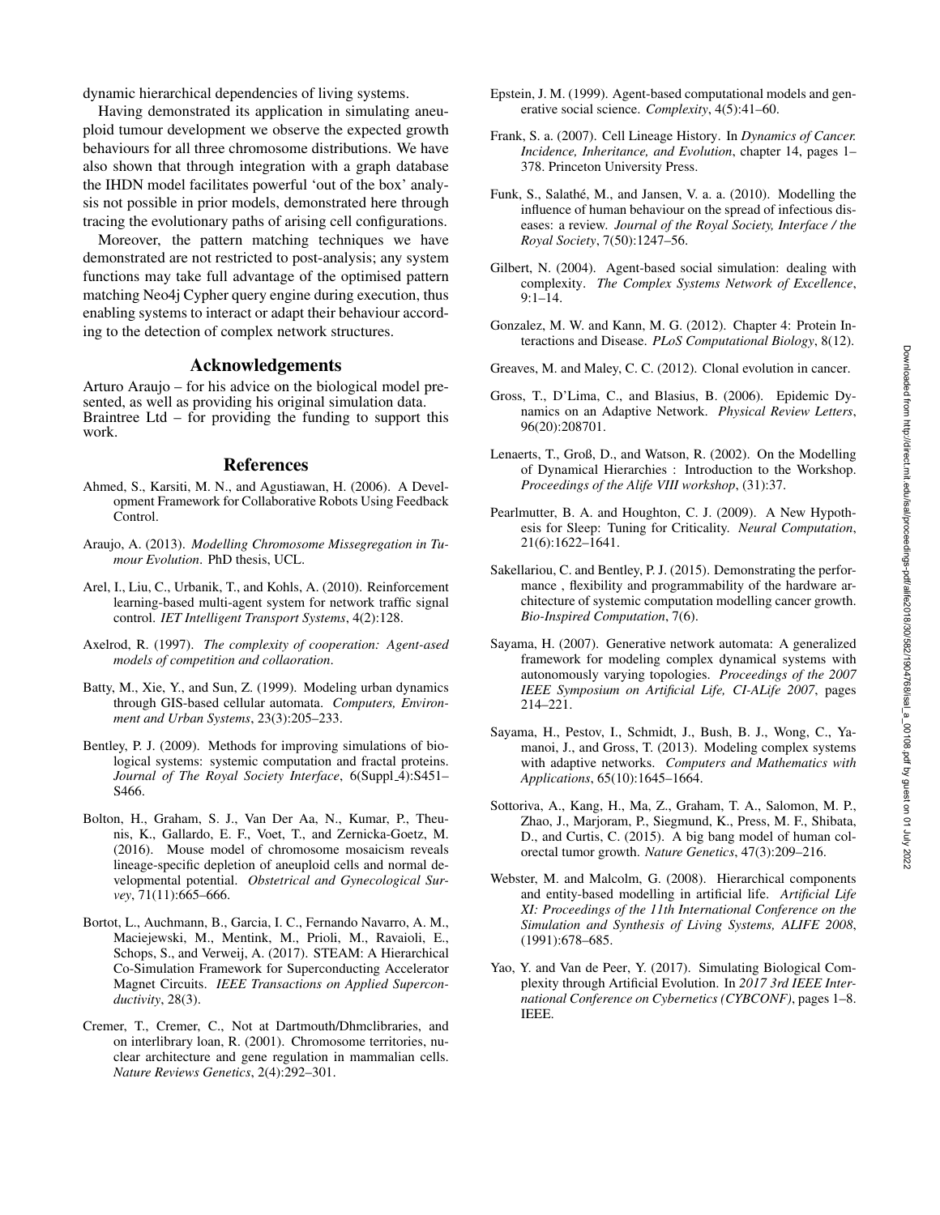dynamic hierarchical dependencies of living systems.

Having demonstrated its application in simulating aneuploid tumour development we observe the expected growth behaviours for all three chromosome distributions. We have also shown that through integration with a graph database the IHDN model facilitates powerful 'out of the box' analysis not possible in prior models, demonstrated here through tracing the evolutionary paths of arising cell configurations.

Moreover, the pattern matching techniques we have demonstrated are not restricted to post-analysis; any system functions may take full advantage of the optimised pattern matching Neo4j Cypher query engine during execution, thus enabling systems to interact or adapt their behaviour according to the detection of complex network structures.

## Acknowledgements

Arturo Araujo – for his advice on the biological model presented, as well as providing his original simulation data.
Braintree Ltd – for providing the funding to support this work.

## References

Ahmed, S., Karsiti, M. N., and Agustiawan, H. (2006). A Development Framework for Collaborative Robots Using Feedback Control.

Araujo, A. (2013). *Modelling Chromosome Missegregation in Tumour Evolution*. PhD thesis, UCL.

Arel, I., Liu, C., Urbanik, T., and Kohls, A. (2010). Reinforcement learning-based multi-agent system for network traffic signal control. *IET Intelligent Transport Systems*, 4(2):128.

Axelrod, R. (1997). *The complexity of cooperation: Agent-ased models of competition and collaoration*.

Batty, M., Xie, Y., and Sun, Z. (1999). Modeling urban dynamics through GIS-based cellular automata. *Computers, Environment and Urban Systems*, 23(3):205–233.

Bentley, P. J. (2009). Methods for improving simulations of biological systems: systemic computation and fractal proteins. *Journal of The Royal Society Interface*, 6(Suppl_4):S451–S466.

Bolton, H., Graham, S. J., Van Der Aa, N., Kumar, P., Theunis, K., Gallardo, E. F., Voet, T., and Zernicka-Goetz, M. (2016). Mouse model of chromosome mosaicism reveals lineage-specific depletion of aneuploid cells and normal developmental potential. *Obstetrical and Gynecological Survey*, 71(11):665–666.

Bortot, L., Auchmann, B., Garcia, I. C., Fernando Navarro, A. M., Maciejewski, M., Mentink, M., Prioli, M., Ravaioli, E., Schops, S., and Verweij, A. (2017). STEAM: A Hierarchical Co-Simulation Framework for Superconducting Accelerator Magnet Circuits. *IEEE Transactions on Applied Superconductivity*, 28(3).

Cremer, T., Cremer, C., Not at Dartmouth/Dhmclibraries, and on interlibrary loan, R. (2001). Chromosome territories, nuclear architecture and gene regulation in mammalian cells. *Nature Reviews Genetics*, 2(4):292–301.

Epstein, J. M. (1999). Agent-based computational models and generative social science. *Complexity*, 4(5):41–60.

Frank, S. a. (2007). Cell Lineage History. In *Dynamics of Cancer. Incidence, Inheritance, and Evolution*, chapter 14, pages 1–378. Princeton University Press.

Funk, S., Salathé, M., and Jansen, V. a. a. (2010). Modelling the influence of human behaviour on the spread of infectious diseases: a review. *Journal of the Royal Society, Interface / the Royal Society*, 7(50):1247–56.

Gilbert, N. (2004). Agent-based social simulation: dealing with complexity. *The Complex Systems Network of Excellence*, 9:1–14.

Gonzalez, M. W. and Kann, M. G. (2012). Chapter 4: Protein Interactions and Disease. *PLoS Computational Biology*, 8(12).

Greaves, M. and Maley, C. C. (2012). Clonal evolution in cancer.

Gross, T., D'Lima, C., and Blasius, B. (2006). Epidemic Dynamics on an Adaptive Network. *Physical Review Letters*, 96(20):208701.

Lenaerts, T., Groß, D., and Watson, R. (2002). On the Modelling of Dynamical Hierarchies : Introduction to the Workshop. *Proceedings of the Alife VIII workshop*, (31):37.

Pearlmutter, B. A. and Houghton, C. J. (2009). A New Hypothesis for Sleep: Tuning for Criticality. *Neural Computation*, 21(6):1622–1641.

Sakellariou, C. and Bentley, P. J. (2015). Demonstrating the performance , flexibility and programmability of the hardware architecture of systemic computation modelling cancer growth. *Bio-Inspired Computation*, 7(6).

Sayama, H. (2007). Generative network automata: A generalized framework for modeling complex dynamical systems with autonomously varying topologies. *Proceedings of the 2007 IEEE Symposium on Artificial Life, CI-ALife 2007*, pages 214–221.

Sayama, H., Pestov, I., Schmidt, J., Bush, B. J., Wong, C., Yamanoi, J., and Gross, T. (2013). Modeling complex systems with adaptive networks. *Computers and Mathematics with Applications*, 65(10):1645–1664.

Sottoriva, A., Kang, H., Ma, Z., Graham, T. A., Salomon, M. P., Zhao, J., Marjoram, P., Siegmund, K., Press, M. F., Shibata, D., and Curtis, C. (2015). A big bang model of human colorectal tumor growth. *Nature Genetics*, 47(3):209–216.

Webster, M. and Malcolm, G. (2008). Hierarchical components and entity-based modelling in artificial life. *Artificial Life XI: Proceedings of the 11th International Conference on the Simulation and Synthesis of Living Systems, ALIFE 2008*, (1991):678–685.

Yao, Y. and Van de Peer, Y. (2017). Simulating Biological Complexity through Artificial Evolution. In *2017 3rd IEEE International Conference on Cybernetics (CYBCONF)*, pages 1–8. IEEE.